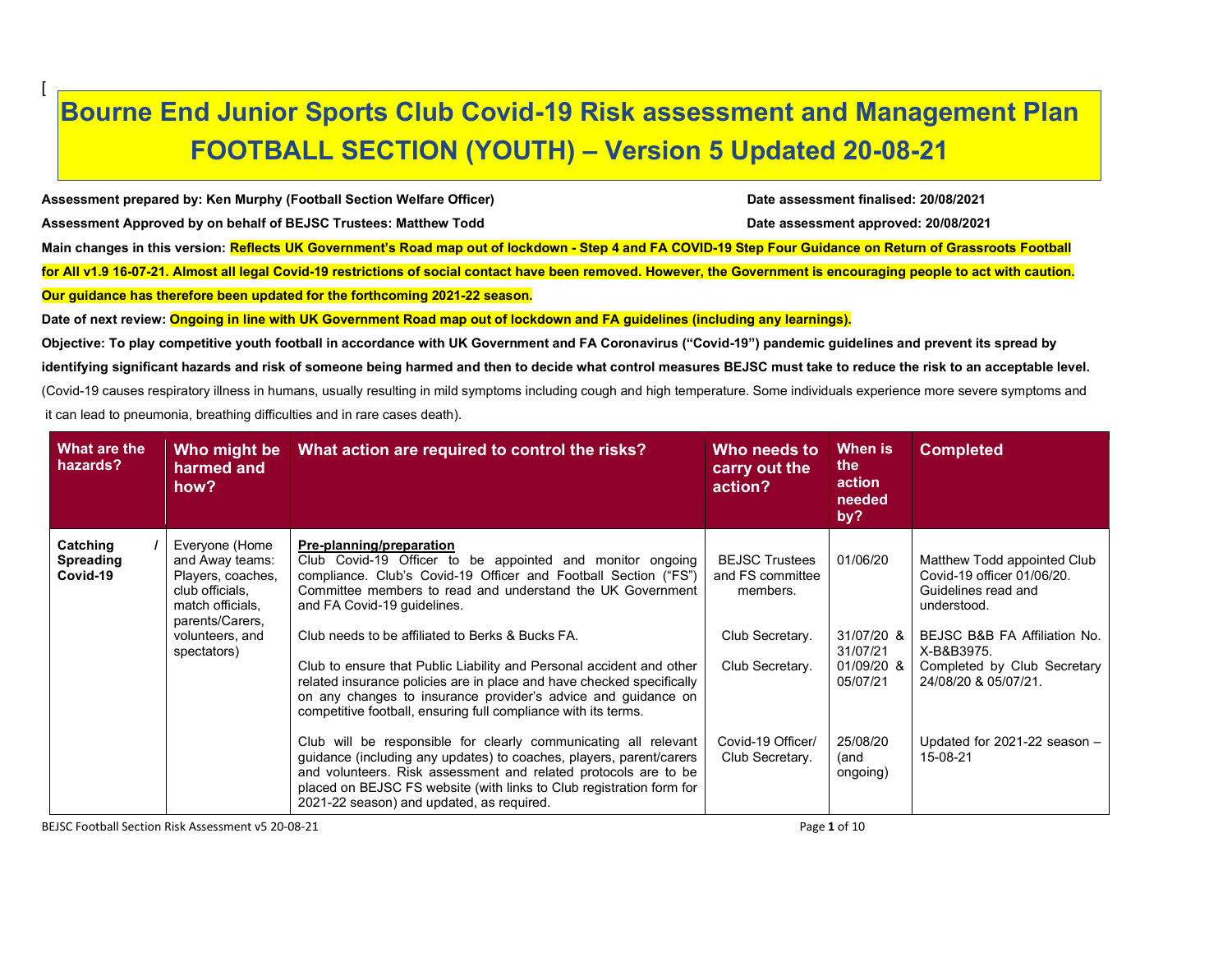[

# Bourne End Junior Sports Club Covid-19 Risk assessment and Management Plan

## FOOTBALL SECTION (YOUTH) – Version 5 Updated 20-08-21

**Assessment prepared by: Ken Murphy (Football Section Welfare Officer)** **Date assessment finalised: 20/08/2021**

**Assessment Approved by on behalf of BEJSC Trustees: Matthew Todd** **Date assessment approved: 20/08/2021**

**Main changes in this version: Reflects UK Government's Road map out of lockdown - Step 4 and FA COVID-19 Step Four Guidance on Return of Grassroots Football for All v1.9 16-07-21. Almost all legal Covid-19 restrictions of social contact have been removed. However, the Government is encouraging people to act with caution. Our guidance has therefore been updated for the forthcoming 2021-22 season.**

**Date of next review: Ongoing in line with UK Government Road map out of lockdown and FA guidelines (including any learnings).**

**Objective: To play competitive youth football in accordance with UK Government and FA Coronavirus ("Covid-19") pandemic guidelines and prevent its spread by identifying significant hazards and risk of someone being harmed and then to decide what control measures BEJSC must take to reduce the risk to an acceptable level.**

(Covid-19 causes respiratory illness in humans, usually resulting in mild symptoms including cough and high temperature. Some individuals experience more severe symptoms and it can lead to pneumonia, breathing difficulties and in rare cases death).

| What are the hazards? | Who might be harmed and how? | What action are required to control the risks? | Who needs to carry out the action? | When is the action needed by? | Completed |
|---|---|---|---|---|---|
| **Catching / Spreading Covid-19** | Everyone (Home and Away teams: Players, coaches, club officials, match officials, parents/Carers, volunteers, and spectators) | **Pre-planning/preparation**<br>Club Covid-19 Officer to be appointed and monitor ongoing compliance. Club's Covid-19 Officer and Football Section ("FS") Committee members to read and understand the UK Government and FA Covid-19 guidelines. | BEJSC Trustees and FS committee members. | 01/06/20 | Matthew Todd appointed Club Covid-19 officer 01/06/20. Guidelines read and understood. |
| | | Club needs to be affiliated to Berks & Bucks FA. | Club Secretary. | 31/07/20 & 31/07/21 | BEJSC B&B FA Affiliation No. X-B&B3975. |
| | | Club to ensure that Public Liability and Personal accident and other related insurance policies are in place and have checked specifically on any changes to insurance provider's advice and guidance on competitive football, ensuring full compliance with its terms. | Club Secretary. | 01/09/20 & 05/07/21 | Completed by Club Secretary 24/08/20 & 05/07/21. |
| | | Club will be responsible for clearly communicating all relevant guidance (including any updates) to coaches, players, parent/carers and volunteers. Risk assessment and related protocols are to be placed on BEJSC FS website (with links to Club registration form for 2021-22 season) and updated, as required. | Covid-19 Officer/ Club Secretary. | 25/08/20 (and ongoing) | Updated for 2021-22 season – 15-08-21 |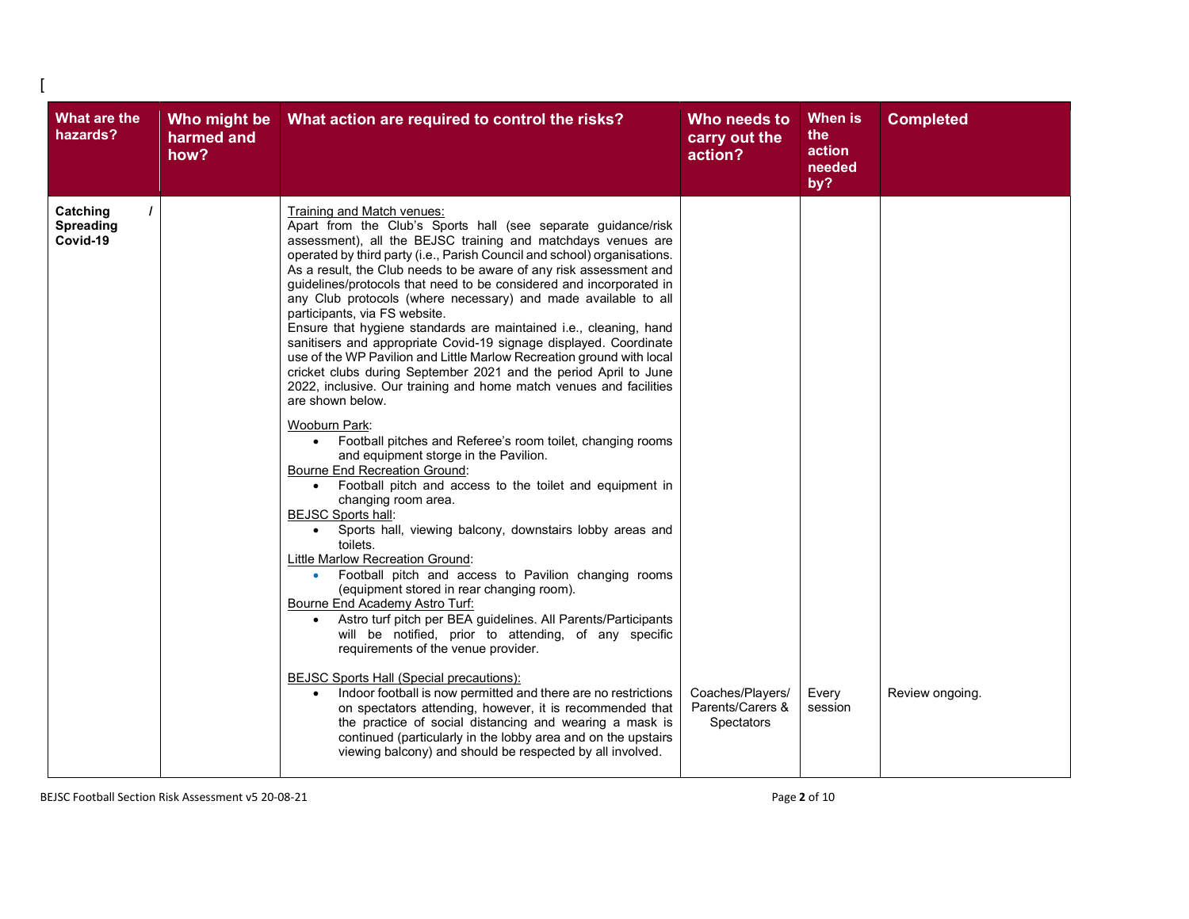[

| What are the hazards? | Who might be harmed and how? | What action are required to control the risks? | Who needs to carry out the action? | When is the action needed by? | Completed |
|---|---|---|---|---|---|
| Catching / Spreading Covid-19 | | Training and Match venues:<br>Apart from the Club's Sports hall (see separate guidance/risk assessment), all the BEJSC training and matchdays venues are operated by third party (i.e., Parish Council and school) organisations. As a result, the Club needs to be aware of any risk assessment and guidelines/protocols that need to be considered and incorporated in any Club protocols (where necessary) and made available to all participants, via FS website.<br>Ensure that hygiene standards are maintained i.e., cleaning, hand sanitisers and appropriate Covid-19 signage displayed. Coordinate use of the WP Pavilion and Little Marlow Recreation ground with local cricket clubs during September 2021 and the period April to June 2022, inclusive. Our training and home match venues and facilities are shown below.<br><br>Wooburn Park:<br>• Football pitches and Referee's room toilet, changing rooms and equipment storge in the Pavilion.<br>Bourne End Recreation Ground:<br>• Football pitch and access to the toilet and equipment in changing room area.<br>BEJSC Sports hall:<br>• Sports hall, viewing balcony, downstairs lobby areas and toilets.<br>Little Marlow Recreation Ground:<br>• Football pitch and access to Pavilion changing rooms (equipment stored in rear changing room).<br>Bourne End Academy Astro Turf:<br>• Astro turf pitch per BEA guidelines. All Parents/Participants will be notified, prior to attending, of any specific requirements of the venue provider.<br><br>BEJSC Sports Hall (Special precautions):<br>• Indoor football is now permitted and there are no restrictions on spectators attending, however, it is recommended that the practice of social distancing and wearing a mask is continued (particularly in the lobby area and on the upstairs viewing balcony) and should be respected by all involved. | Coaches/Players/ Parents/Carers & Spectators | Every session | Review ongoing. |

BEJSC Football Section Risk Assessment v5 20-08-21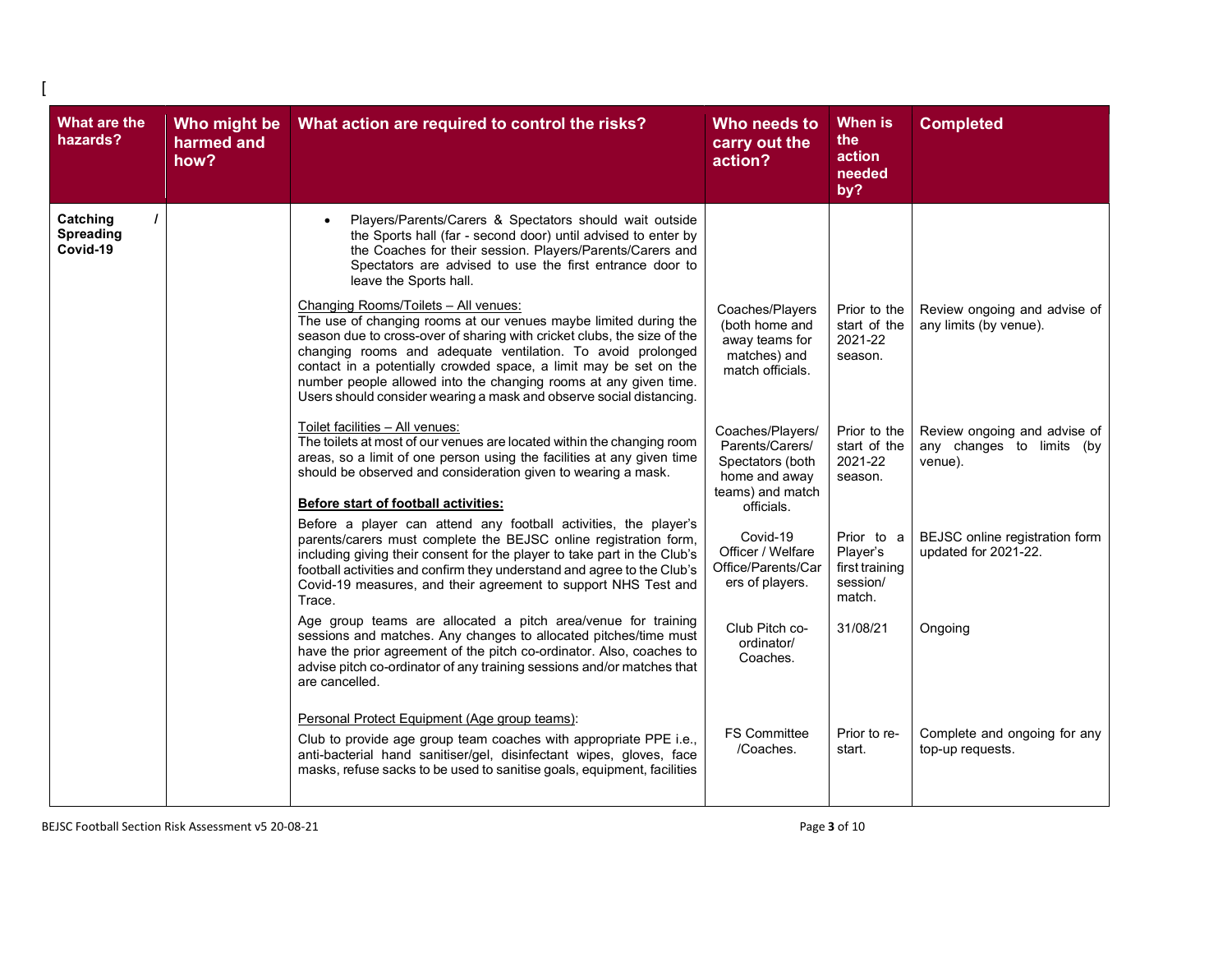[

| What are the hazards? | Who might be harmed and how? | What action are required to control the risks? | Who needs to carry out the action? | When is the action needed by? | Completed |
|---|---|---|---|---|---|
| **Catching / Spreading Covid-19** | | • Players/Parents/Carers & Spectators should wait outside the Sports hall (far - second door) until advised to enter by the Coaches for their session. Players/Parents/Carers and Spectators are advised to use the first entrance door to leave the Sports hall. | | | |
| | | Changing Rooms/Toilets – All venues:<br>The use of changing rooms at our venues maybe limited during the season due to cross-over of sharing with cricket clubs, the size of the changing rooms and adequate ventilation. To avoid prolonged contact in a potentially crowded space, a limit may be set on the number people allowed into the changing rooms at any given time. Users should consider wearing a mask and observe social distancing. | Coaches/Players (both home and away teams for matches) and match officials. | Prior to the start of the 2021-22 season. | Review ongoing and advise of any limits (by venue). |
| | | Toilet facilities – All venues:<br>The toilets at most of our venues are located within the changing room areas, so a limit of one person using the facilities at any given time should be observed and consideration given to wearing a mask. | Coaches/Players/ Parents/Carers/ Spectators (both home and away teams) and match officials. | Prior to the start of the 2021-22 season. | Review ongoing and advise of any changes to limits (by venue). |
| | | **Before start of football activities:**<br>Before a player can attend any football activities, the player's parents/carers must complete the BEJSC online registration form, including giving their consent for the player to take part in the Club's football activities and confirm they understand and agree to the Club's Covid-19 measures, and their agreement to support NHS Test and Trace. | Covid-19 Officer / Welfare Office/Parents/Carers of players. | Prior to a Player's first training session/ match. | BEJSC online registration form updated for 2021-22. |
| | | Age group teams are allocated a pitch area/venue for training sessions and matches. Any changes to allocated pitches/time must have the prior agreement of the pitch co-ordinator. Also, coaches to advise pitch co-ordinator of any training sessions and/or matches that are cancelled. | Club Pitch co-ordinator/ Coaches. | 31/08/21 | Ongoing |
| | | Personal Protect Equipment (Age group teams):<br>Club to provide age group team coaches with appropriate PPE i.e., anti-bacterial hand sanitiser/gel, disinfectant wipes, gloves, face masks, refuse sacks to be used to sanitise goals, equipment, facilities | FS Committee /Coaches. | Prior to re-start. | Complete and ongoing for any top-up requests. |

BEJSC Football Section Risk Assessment v5 20-08-21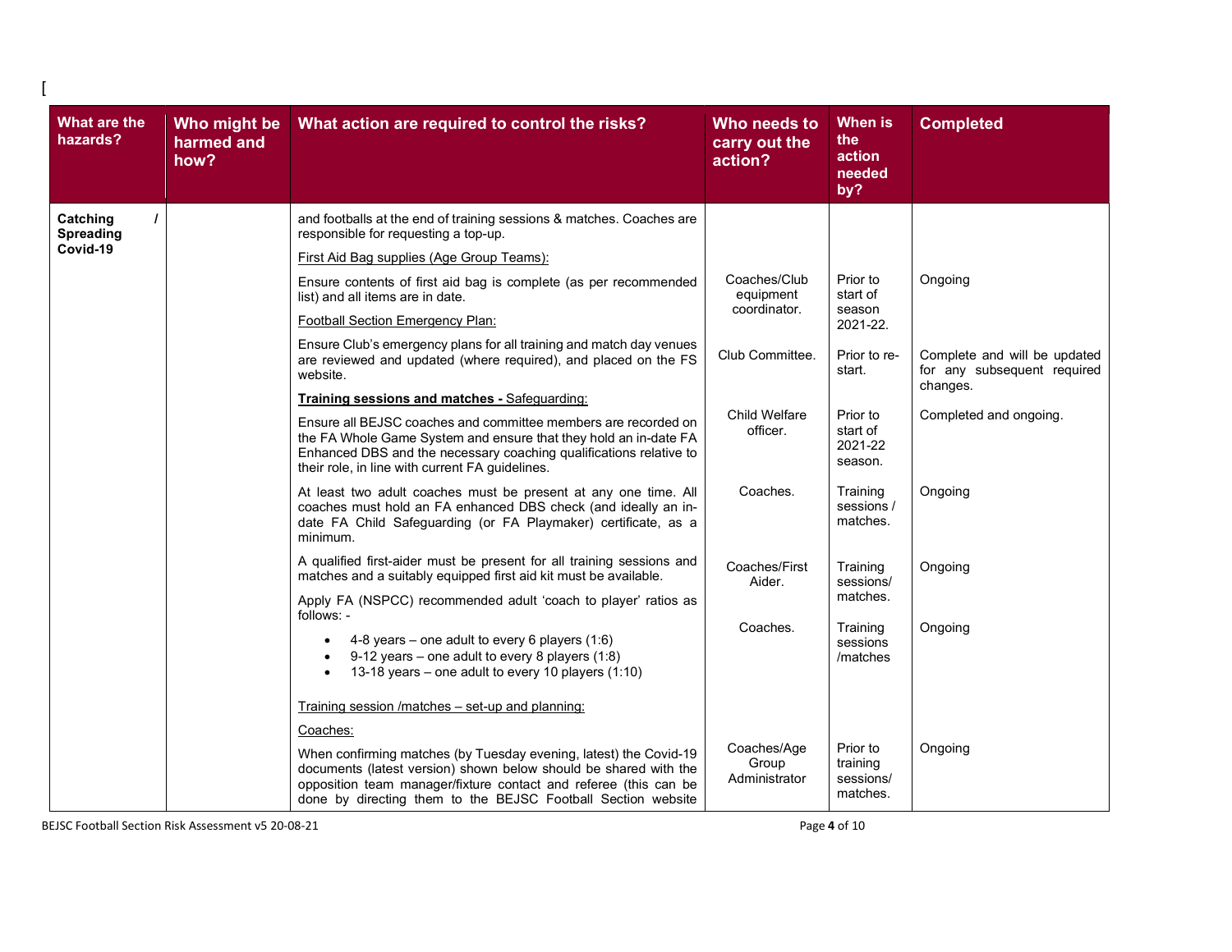[

| What are the hazards? | Who might be harmed and how? | What action are required to control the risks? | Who needs to carry out the action? | When is the action needed by? | Completed |
|---|---|---|---|---|---|
| **Catching / Spreading Covid-19** | | and footballs at the end of training sessions & matches. Coaches are responsible for requesting a top-up. | | | |
| | | First Aid Bag supplies (Age Group Teams): Ensure contents of first aid bag is complete (as per recommended list) and all items are in date. | Coaches/Club equipment coordinator. | Prior to start of season 2021-22. | Ongoing |
| | | Football Section Emergency Plan: Ensure Club's emergency plans for all training and match day venues are reviewed and updated (where required), and placed on the FS website. | Club Committee. | Prior to re-start. | Complete and will be updated for any subsequent required changes. |
| | | **Training sessions and matches -** Safeguarding: Ensure all BEJSC coaches and committee members are recorded on the FA Whole Game System and ensure that they hold an in-date FA Enhanced DBS and the necessary coaching qualifications relative to their role, in line with current FA guidelines. | Child Welfare officer. | Prior to start of 2021-22 season. | Completed and ongoing. |
| | | At least two adult coaches must be present at any one time. All coaches must hold an FA enhanced DBS check (and ideally an in-date FA Child Safeguarding (or FA Playmaker) certificate, as a minimum. | Coaches. | Training sessions / matches. | Ongoing |
| | | A qualified first-aider must be present for all training sessions and matches and a suitably equipped first aid kit must be available. | Coaches/First Aider. | Training sessions/ matches. | Ongoing |
| | | Apply FA (NSPCC) recommended adult 'coach to player' ratios as follows: -<br>• 4-8 years – one adult to every 6 players (1:6)<br>• 9-12 years – one adult to every 8 players (1:8)<br>• 13-18 years – one adult to every 10 players (1:10) | Coaches. | Training sessions /matches | Ongoing |
| | | Training session /matches – set-up and planning: | | | |
| | | Coaches: When confirming matches (by Tuesday evening, latest) the Covid-19 documents (latest version) shown below should be shared with the opposition team manager/fixture contact and referee (this can be done by directing them to the BEJSC Football Section website | Coaches/Age Group Administrator | Prior to training sessions/ matches. | Ongoing |

BEJSC Football Section Risk Assessment v5 20-08-21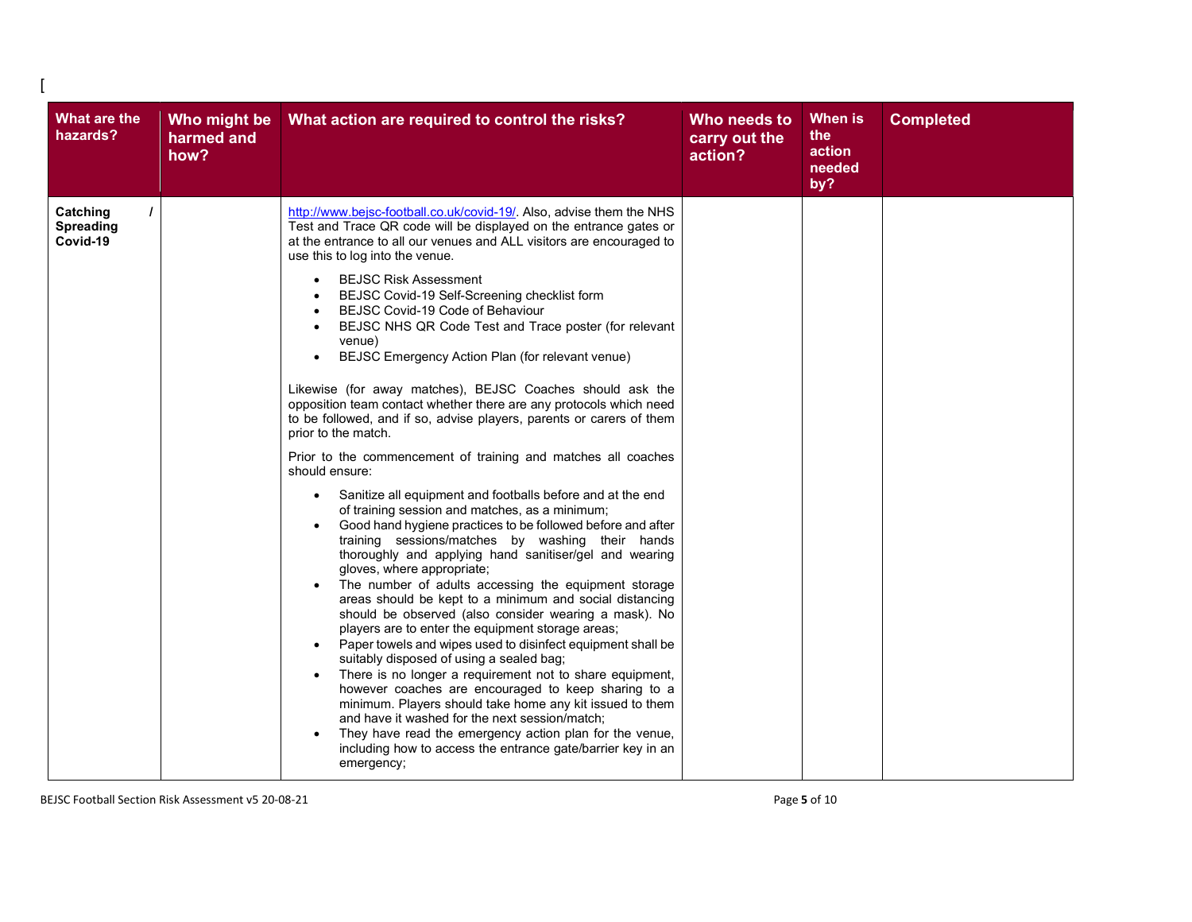[

| What are the hazards? | Who might be harmed and how? | What action are required to control the risks? | Who needs to carry out the action? | When is the action needed by? | Completed |
|---|---|---|---|---|---|
| **Catching / Spreading Covid-19** | | http://www.bejsc-football.co.uk/covid-19/. Also, advise them the NHS Test and Trace QR code will be displayed on the entrance gates or at the entrance to all our venues and ALL visitors are encouraged to use this to log into the venue.<br><br>• BEJSC Risk Assessment<br>• BEJSC Covid-19 Self-Screening checklist form<br>• BEJSC Covid-19 Code of Behaviour<br>• BEJSC NHS QR Code Test and Trace poster (for relevant venue)<br>• BEJSC Emergency Action Plan (for relevant venue)<br><br>Likewise (for away matches), BEJSC Coaches should ask the opposition team contact whether there are any protocols which need to be followed, and if so, advise players, parents or carers of them prior to the match.<br><br>Prior to the commencement of training and matches all coaches should ensure:<br><br>• Sanitize all equipment and footballs before and at the end of training session and matches, as a minimum;<br>• Good hand hygiene practices to be followed before and after training sessions/matches by washing their hands thoroughly and applying hand sanitiser/gel and wearing gloves, where appropriate;<br>• The number of adults accessing the equipment storage areas should be kept to a minimum and social distancing should be observed (also consider wearing a mask). No players are to enter the equipment storage areas;<br>• Paper towels and wipes used to disinfect equipment shall be suitably disposed of using a sealed bag;<br>• There is no longer a requirement not to share equipment, however coaches are encouraged to keep sharing to a minimum. Players should take home any kit issued to them and have it washed for the next session/match;<br>• They have read the emergency action plan for the venue, including how to access the entrance gate/barrier key in an emergency; | | | |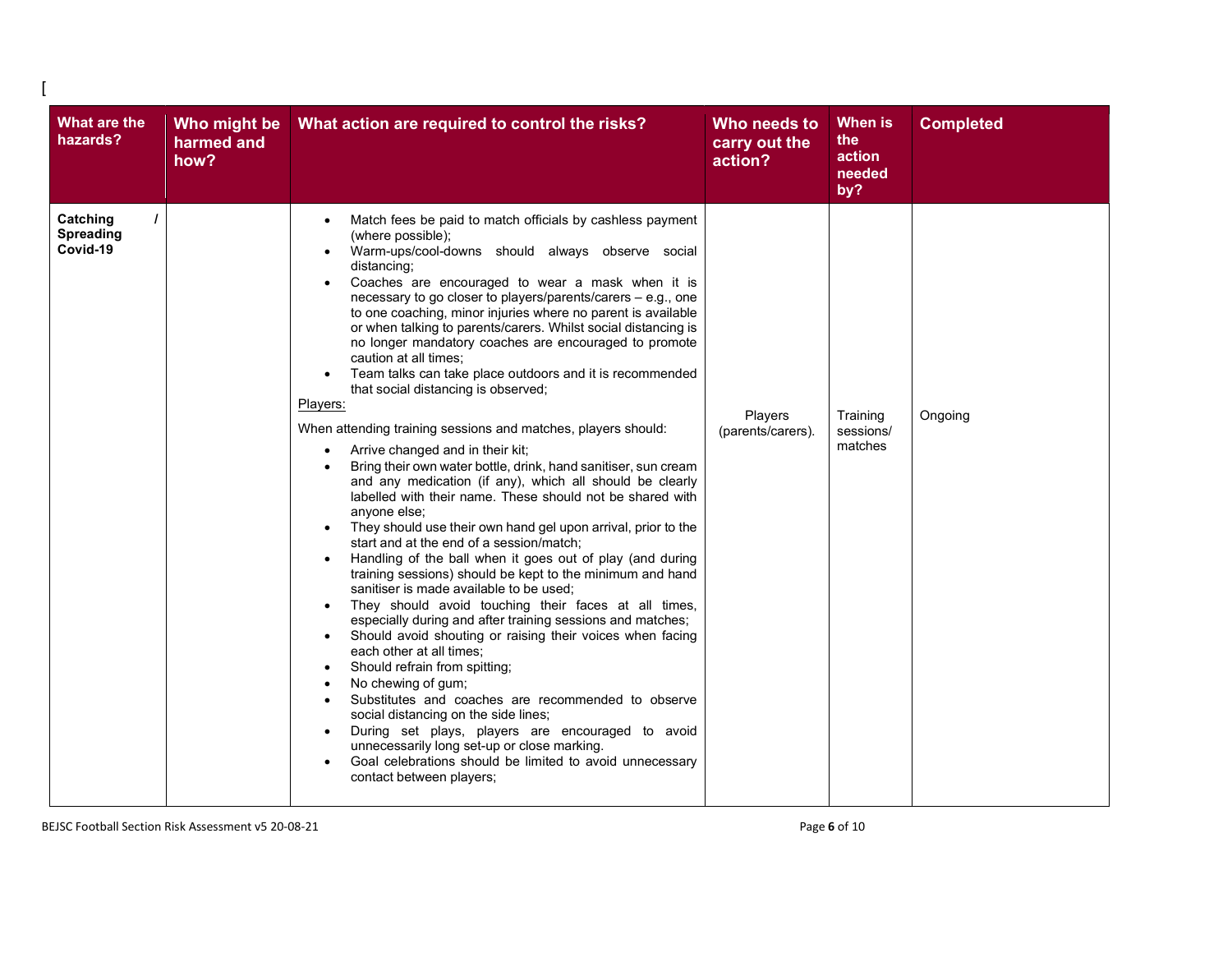[

| What are the hazards? | Who might be harmed and how? | What action are required to control the risks? | Who needs to carry out the action? | When is the action needed by? | Completed |
|---|---|---|---|---|---|
| Catching / Spreading Covid-19 | | <ul><li>Match fees be paid to match officials by cashless payment (where possible);</li><li>Warm-ups/cool-downs should always observe social distancing;</li><li>Coaches are encouraged to wear a mask when it is necessary to go closer to players/parents/carers – e.g., one to one coaching, minor injuries where no parent is available or when talking to parents/carers. Whilst social distancing is no longer mandatory coaches are encouraged to promote caution at all times;</li><li>Team talks can take place outdoors and it is recommended that social distancing is observed;</li></ul>Players:<br><br>When attending training sessions and matches, players should:<ul><li>Arrive changed and in their kit;</li><li>Bring their own water bottle, drink, hand sanitiser, sun cream and any medication (if any), which all should be clearly labelled with their name. These should not be shared with anyone else;</li><li>They should use their own hand gel upon arrival, prior to the start and at the end of a session/match;</li><li>Handling of the ball when it goes out of play (and during training sessions) should be kept to the minimum and hand sanitiser is made available to be used;</li><li>They should avoid touching their faces at all times, especially during and after training sessions and matches;</li><li>Should avoid shouting or raising their voices when facing each other at all times;</li><li>Should refrain from spitting;</li><li>No chewing of gum;</li><li>Substitutes and coaches are recommended to observe social distancing on the side lines;</li><li>During set plays, players are encouraged to avoid unnecessarily long set-up or close marking.</li><li>Goal celebrations should be limited to avoid unnecessary contact between players;</li></ul> | Players (parents/carers). | Training sessions/ matches | Ongoing |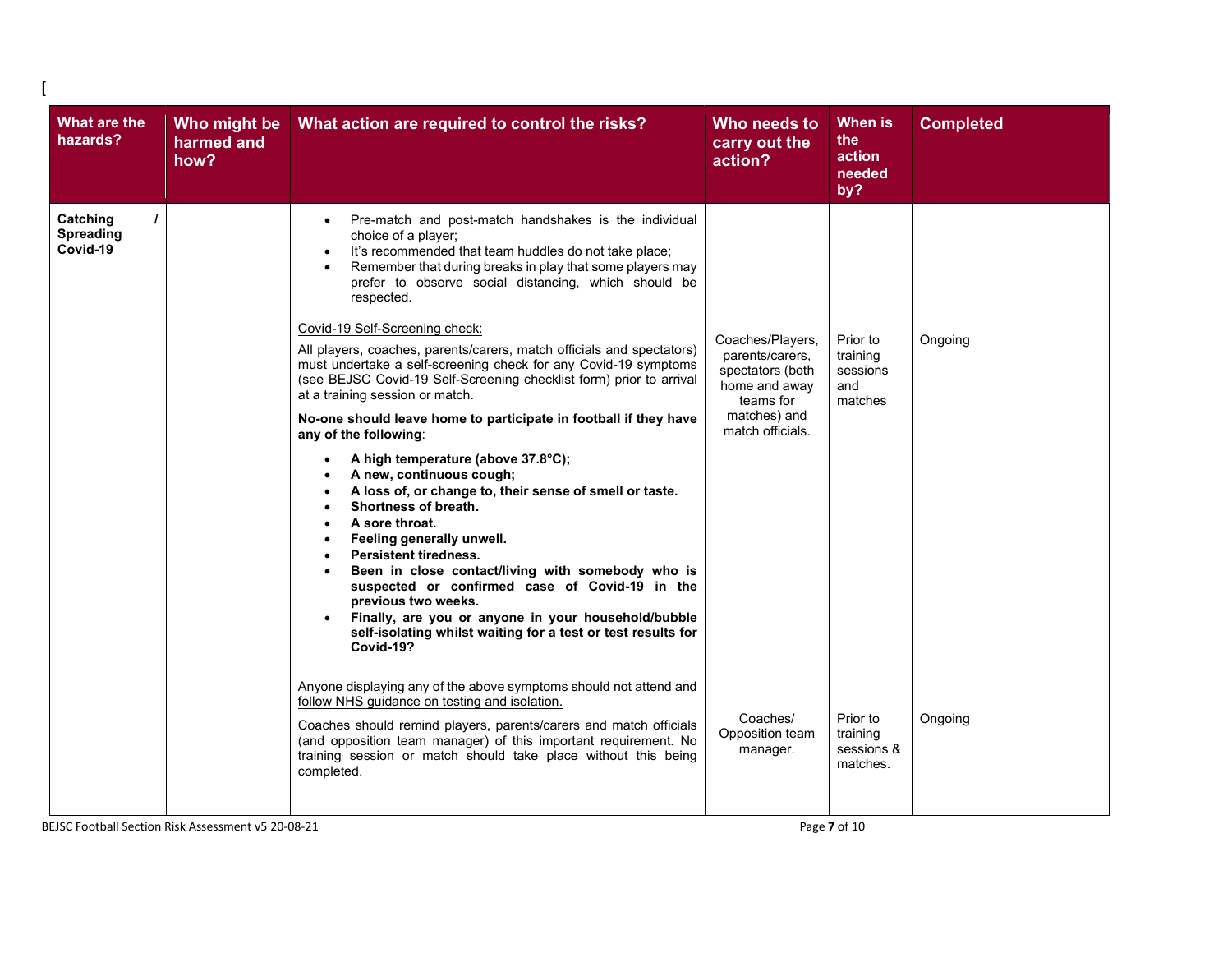[

| What are the hazards? | Who might be harmed and how? | What action are required to control the risks? | Who needs to carry out the action? | When is the action needed by? | Completed |
|---|---|---|---|---|---|
| **Catching / Spreading Covid-19** | | • Pre-match and post-match handshakes is the individual choice of a player;<br>• It's recommended that team huddles do not take place;<br>• Remember that during breaks in play that some players may prefer to observe social distancing, which should be respected.<br><br>Covid-19 Self-Screening check:<br>All players, coaches, parents/carers, match officials and spectators) must undertake a self-screening check for any Covid-19 symptoms (see BEJSC Covid-19 Self-Screening checklist form) prior to arrival at a training session or match.<br>**No-one should leave home to participate in football if they have any of the following**:<br>• **A high temperature (above 37.8°C);**<br>• **A new, continuous cough;**<br>• **A loss of, or change to, their sense of smell or taste.**<br>• **Shortness of breath.**<br>• **A sore throat.**<br>• **Feeling generally unwell.**<br>• **Persistent tiredness.**<br>• **Been in close contact/living with somebody who is suspected or confirmed case of Covid-19 in the previous two weeks.**<br>• **Finally, are you or anyone in your household/bubble self-isolating whilst waiting for a test or test results for Covid-19?** | Coaches/Players, parents/carers, spectators (both home and away teams for matches) and match officials. | Prior to training sessions and matches | Ongoing |
| | | Anyone displaying any of the above symptoms should not attend and follow NHS guidance on testing and isolation.<br>Coaches should remind players, parents/carers and match officials (and opposition team manager) of this important requirement. No training session or match should take place without this being completed. | Coaches/ Opposition team manager. | Prior to training sessions & matches. | Ongoing |

BEJSC Football Section Risk Assessment v5 20-08-21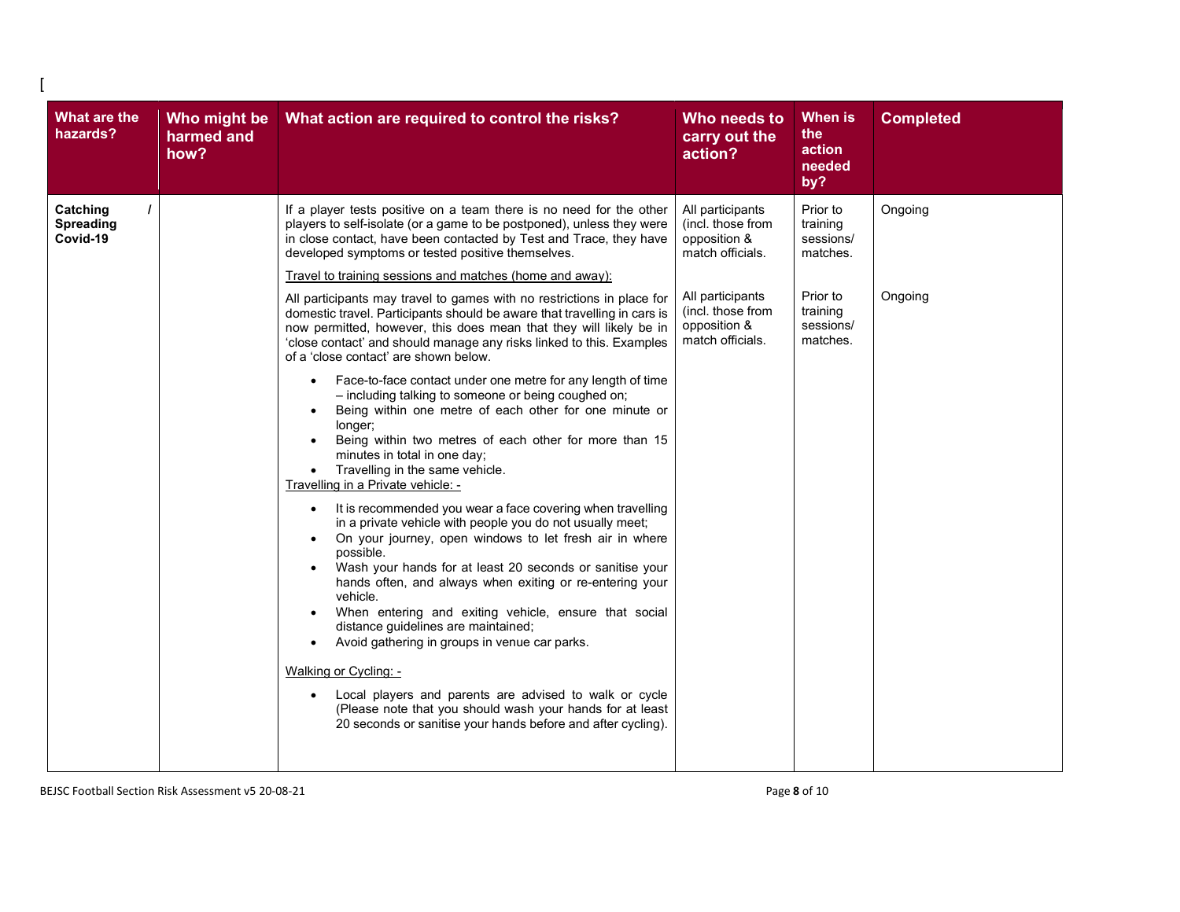[

| What are the hazards? | Who might be harmed and how? | What action are required to control the risks? | Who needs to carry out the action? | When is the action needed by? | Completed |
|---|---|---|---|---|---|
| **Catching / Spreading Covid-19** | | If a player tests positive on a team there is no need for the other players to self-isolate (or a game to be postponed), unless they were in close contact, have been contacted by Test and Trace, they have developed symptoms or tested positive themselves. | All participants (incl. those from opposition & match officials. | Prior to training sessions/ matches. | Ongoing |
| | | <u>Travel to training sessions and matches (home and away):</u><br><br>All participants may travel to games with no restrictions in place for domestic travel. Participants should be aware that travelling in cars is now permitted, however, this does mean that they will likely be in 'close contact' and should manage any risks linked to this. Examples of a 'close contact' are shown below.<br><br>• Face-to-face contact under one metre for any length of time – including talking to someone or being coughed on;<br>• Being within one metre of each other for one minute or longer;<br>• Being within two metres of each other for more than 15 minutes in total in one day;<br>• Travelling in the same vehicle.<br><br><u>Travelling in a Private vehicle: -</u><br><br>• It is recommended you wear a face covering when travelling in a private vehicle with people you do not usually meet;<br>• On your journey, open windows to let fresh air in where possible.<br>• Wash your hands for at least 20 seconds or sanitise your hands often, and always when exiting or re-entering your vehicle.<br>• When entering and exiting vehicle, ensure that social distance guidelines are maintained;<br>• Avoid gathering in groups in venue car parks.<br><br><u>Walking or Cycling: -</u><br><br>• Local players and parents are advised to walk or cycle (Please note that you should wash your hands for at least 20 seconds or sanitise your hands before and after cycling). | All participants (incl. those from opposition & match officials. | Prior to training sessions/ matches. | Ongoing |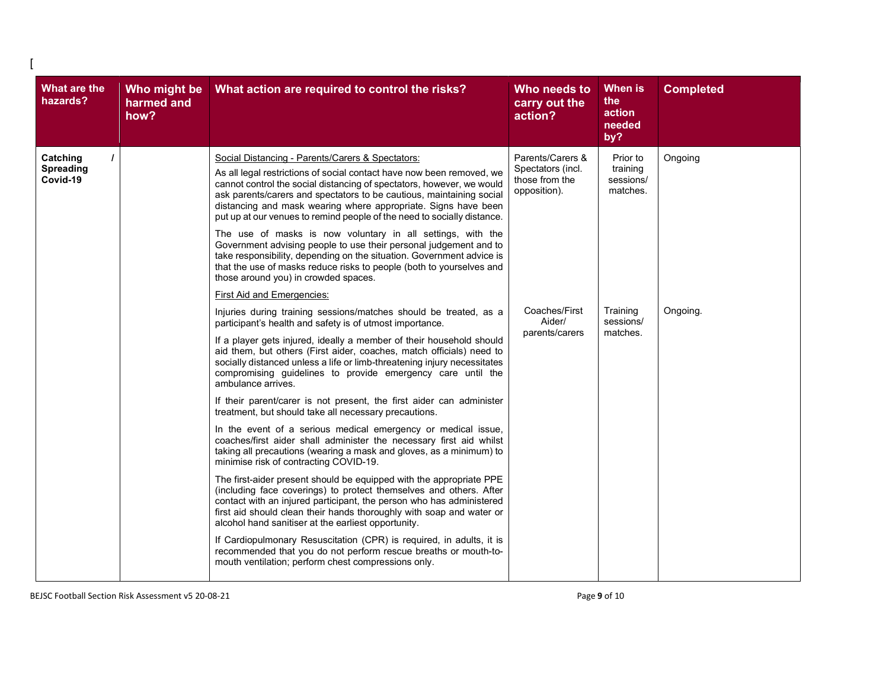[

| What are the hazards? | Who might be harmed and how? | What action are required to control the risks? | Who needs to carry out the action? | When is the action needed by? | Completed |
|---|---|---|---|---|---|
| **Catching / Spreading Covid-19** | | Social Distancing - Parents/Carers & Spectators:<br><br>As all legal restrictions of social contact have now been removed, we cannot control the social distancing of spectators, however, we would ask parents/carers and spectators to be cautious, maintaining social distancing and mask wearing where appropriate. Signs have been put up at our venues to remind people of the need to socially distance.<br><br>The use of masks is now voluntary in all settings, with the Government advising people to use their personal judgement and to take responsibility, depending on the situation. Government advice is that the use of masks reduce risks to people (both to yourselves and those around you) in crowded spaces. | Parents/Carers & Spectators (incl. those from the opposition). | Prior to training sessions/ matches. | Ongoing |
| | | First Aid and Emergencies:<br><br>Injuries during training sessions/matches should be treated, as a participant's health and safety is of utmost importance.<br><br>If a player gets injured, ideally a member of their household should aid them, but others (First aider, coaches, match officials) need to socially distanced unless a life or limb-threatening injury necessitates compromising guidelines to provide emergency care until the ambulance arrives.<br><br>If their parent/carer is not present, the first aider can administer treatment, but should take all necessary precautions.<br><br>In the event of a serious medical emergency or medical issue, coaches/first aider shall administer the necessary first aid whilst taking all precautions (wearing a mask and gloves, as a minimum) to minimise risk of contracting COVID-19.<br><br>The first-aider present should be equipped with the appropriate PPE (including face coverings) to protect themselves and others. After contact with an injured participant, the person who has administered first aid should clean their hands thoroughly with soap and water or alcohol hand sanitiser at the earliest opportunity.<br><br>If Cardiopulmonary Resuscitation (CPR) is required, in adults, it is recommended that you do not perform rescue breaths or mouth-to-mouth ventilation; perform chest compressions only. | Coaches/First Aider/ parents/carers | Training sessions/ matches. | Ongoing. |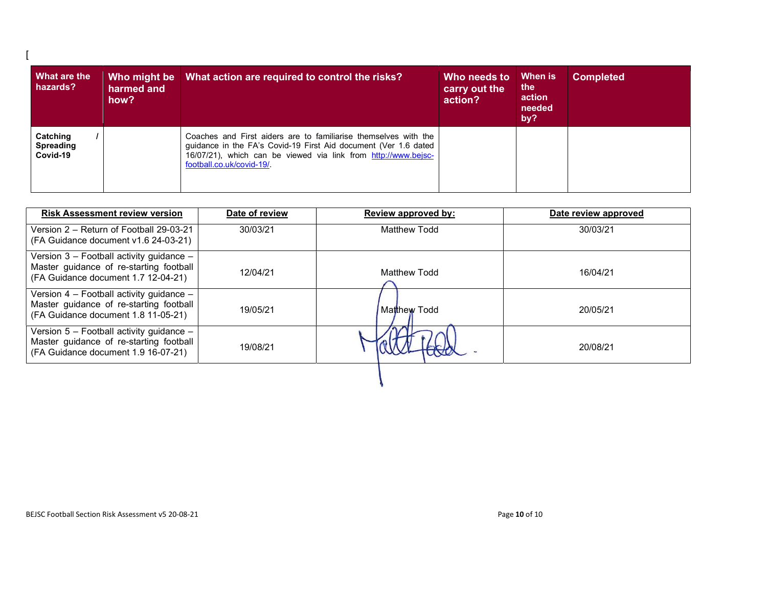[

| What are the hazards? | Who might be harmed and how? | What action are required to control the risks? | Who needs to carry out the action? | When is the action needed by? | Completed |
|---|---|---|---|---|---|
| **Catching / Spreading Covid-19** | | Coaches and First aiders are to familiarise themselves with the guidance in the FA's Covid-19 First Aid document (Ver 1.6 dated 16/07/21), which can be viewed via link from http://www.bejsc-football.co.uk/covid-19/. | | | |

| Risk Assessment review version | Date of review | Review approved by: | Date review approved |
|---|---|---|---|
| Version 2 – Return of Football 29-03-21 (FA Guidance document v1.6 24-03-21) | 30/03/21 | Matthew Todd | 30/03/21 |
| Version 3 – Football activity guidance – Master guidance of re-starting football (FA Guidance document 1.7 12-04-21) | 12/04/21 | Matthew Todd | 16/04/21 |
| Version 4 – Football activity guidance – Master guidance of re-starting football (FA Guidance document 1.8 11-05-21) | 19/05/21 | Matthew Todd | 20/05/21 |
| Version 5 – Football activity guidance – Master guidance of re-starting football (FA Guidance document 1.9 16-07-21) | 19/08/21 | | 20/08/21 |